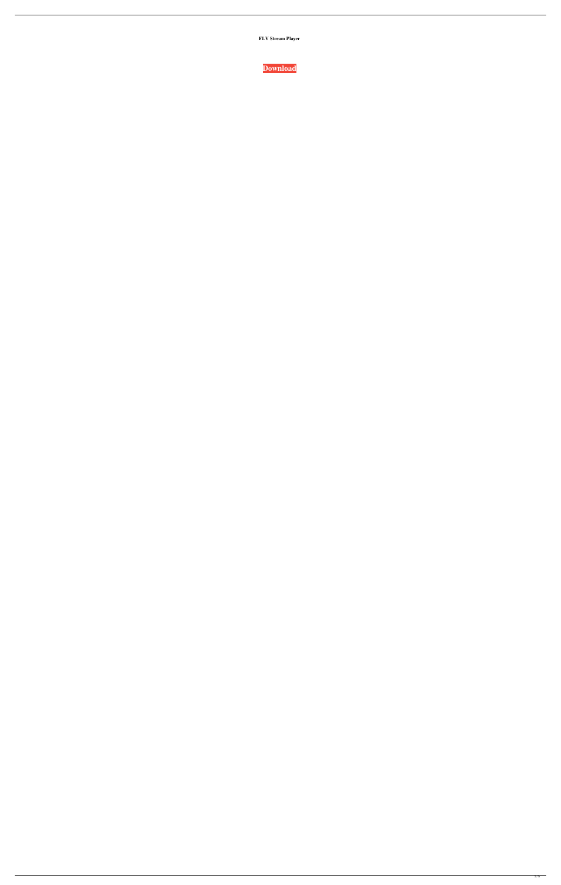**FLV Stream Player**

**Download**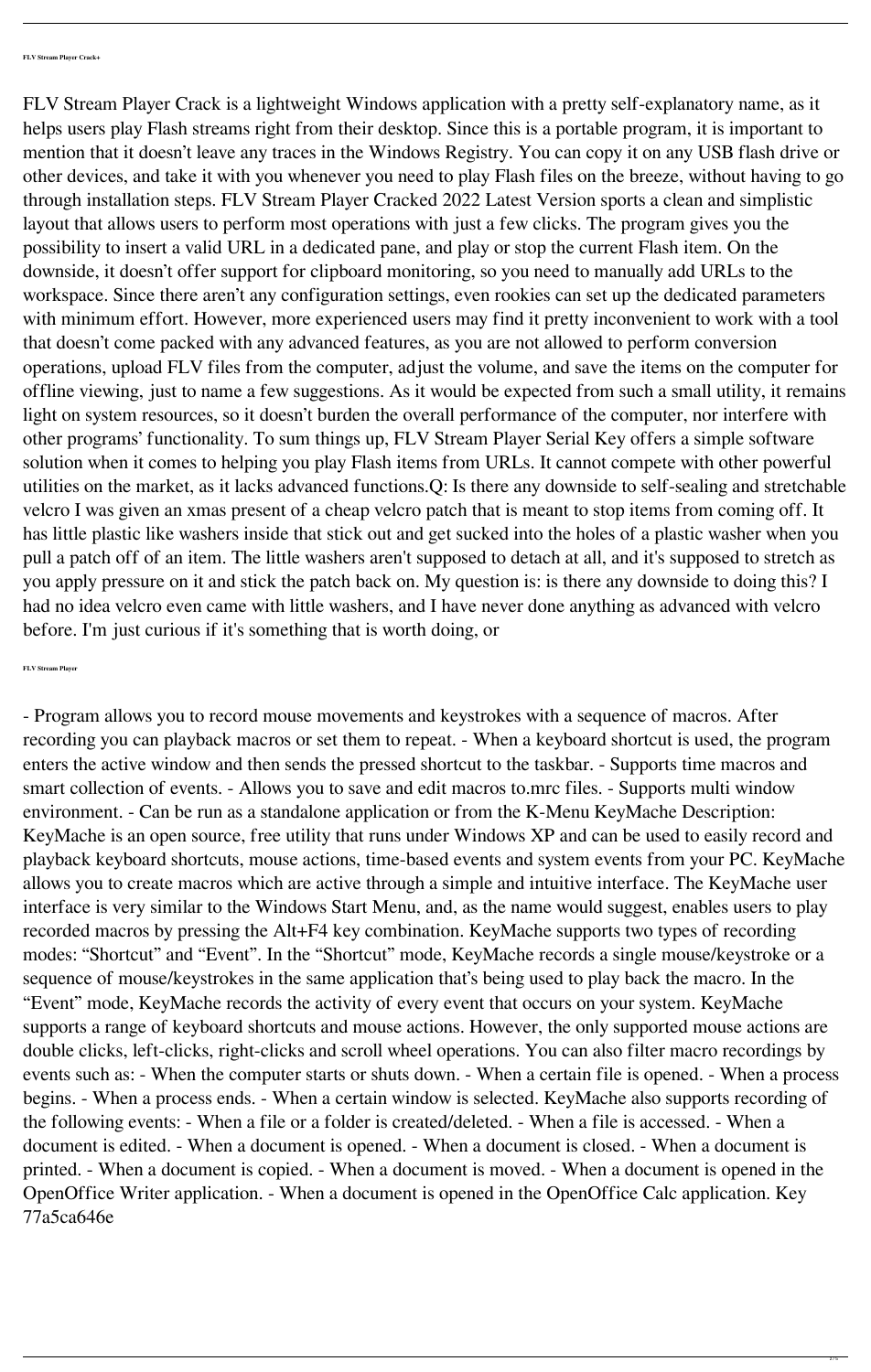**FLV Stream Player Crack+**

FLV Stream Player Crack is a lightweight Windows application with a pretty self-explanatory name, as it helps users play Flash streams right from their desktop. Since this is a portable program, it is important to mention that it doesn't leave any traces in the Windows Registry. You can copy it on any USB flash drive or other devices, and take it with you whenever you need to play Flash files on the breeze, without having to go through installation steps. FLV Stream Player Cracked 2022 Latest Version sports a clean and simplistic layout that allows users to perform most operations with just a few clicks. The program gives you the possibility to insert a valid URL in a dedicated pane, and play or stop the current Flash item. On the downside, it doesn't offer support for clipboard monitoring, so you need to manually add URLs to the workspace. Since there aren't any configuration settings, even rookies can set up the dedicated parameters with minimum effort. However, more experienced users may find it pretty inconvenient to work with a tool that doesn't come packed with any advanced features, as you are not allowed to perform conversion operations, upload FLV files from the computer, adjust the volume, and save the items on the computer for offline viewing, just to name a few suggestions. As it would be expected from such a small utility, it remains light on system resources, so it doesn't burden the overall performance of the computer, nor interfere with other programs' functionality. To sum things up, FLV Stream Player Serial Key offers a simple software solution when it comes to helping you play Flash items from URLs. It cannot compete with other powerful utilities on the market, as it lacks advanced functions.Q: Is there any downside to self-sealing and stretchable velcro I was given an xmas present of a cheap velcro patch that is meant to stop items from coming off. It has little plastic like washers inside that stick out and get sucked into the holes of a plastic washer when you pull a patch off of an item. The little washers aren't supposed to detach at all, and it's supposed to stretch as you apply pressure on it and stick the patch back on. My question is: is there any downside to doing this? I had no idea velcro even came with little washers, and I have never done anything as advanced with velcro before. I'm just curious if it's something that is worth doing, or

**FLV Stream Player**

- Program allows you to record mouse movements and keystrokes with a sequence of macros. After recording you can playback macros or set them to repeat. - When a keyboard shortcut is used, the program enters the active window and then sends the pressed shortcut to the taskbar. - Supports time macros and smart collection of events. - Allows you to save and edit macros to.mrc files. - Supports multi window environment. - Can be run as a standalone application or from the K-Menu KeyMache Description: KeyMache is an open source, free utility that runs under Windows XP and can be used to easily record and playback keyboard shortcuts, mouse actions, time-based events and system events from your PC. KeyMache allows you to create macros which are active through a simple and intuitive interface. The KeyMache user interface is very similar to the Windows Start Menu, and, as the name would suggest, enables users to play recorded macros by pressing the Alt+F4 key combination. KeyMache supports two types of recording modes: "Shortcut" and "Event". In the "Shortcut" mode, KeyMache records a single mouse/keystroke or a sequence of mouse/keystrokes in the same application that's being used to play back the macro. In the "Event" mode, KeyMache records the activity of every event that occurs on your system. KeyMache supports a range of keyboard shortcuts and mouse actions. However, the only supported mouse actions are double clicks, left-clicks, right-clicks and scroll wheel operations. You can also filter macro recordings by events such as: - When the computer starts or shuts down. - When a certain file is opened. - When a process begins. - When a process ends. - When a certain window is selected. KeyMache also supports recording of the following events: - When a file or a folder is created/deleted. - When a file is accessed. - When a document is edited. - When a document is opened. - When a document is closed. - When a document is printed. - When a document is copied. - When a document is moved. - When a document is opened in the OpenOffice Writer application. - When a document is opened in the OpenOffice Calc application. Key 77a5ca646e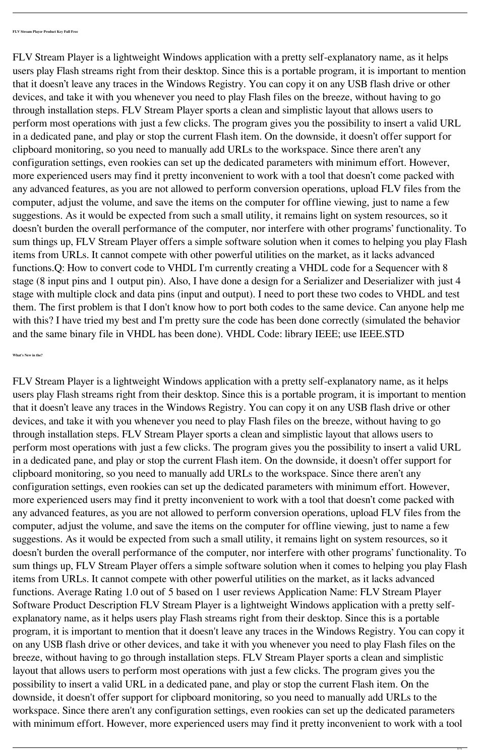**FLV Stream Player Product Key Full Free**

FLV Stream Player is a lightweight Windows application with a pretty self-explanatory name, as it helps users play Flash streams right from their desktop. Since this is a portable program, it is important to mention that it doesn't leave any traces in the Windows Registry. You can copy it on any USB flash drive or other devices, and take it with you whenever you need to play Flash files on the breeze, without having to go through installation steps. FLV Stream Player sports a clean and simplistic layout that allows users to perform most operations with just a few clicks. The program gives you the possibility to insert a valid URL in a dedicated pane, and play or stop the current Flash item. On the downside, it doesn't offer support for clipboard monitoring, so you need to manually add URLs to the workspace. Since there aren't any configuration settings, even rookies can set up the dedicated parameters with minimum effort. However, more experienced users may find it pretty inconvenient to work with a tool that doesn't come packed with any advanced features, as you are not allowed to perform conversion operations, upload FLV files from the computer, adjust the volume, and save the items on the computer for offline viewing, just to name a few suggestions. As it would be expected from such a small utility, it remains light on system resources, so it doesn't burden the overall performance of the computer, nor interfere with other programs' functionality. To sum things up, FLV Stream Player offers a simple software solution when it comes to helping you play Flash items from URLs. It cannot compete with other powerful utilities on the market, as it lacks advanced functions.Q: How to convert code to VHDL I'm currently creating a VHDL code for a Sequencer with 8 stage (8 input pins and 1 output pin). Also, I have done a design for a Serializer and Deserializer with just 4 stage with multiple clock and data pins (input and output). I need to port these two codes to VHDL and test them. The first problem is that I don't know how to port both codes to the same device. Can anyone help me with this? I have tried my best and I'm pretty sure the code has been done correctly (simulated the behavior and the same binary file in VHDL has been done). VHDL Code: library IEEE; use IEEE.STD

**What's New in the?**

FLV Stream Player is a lightweight Windows application with a pretty self-explanatory name, as it helps users play Flash streams right from their desktop. Since this is a portable program, it is important to mention that it doesn't leave any traces in the Windows Registry. You can copy it on any USB flash drive or other devices, and take it with you whenever you need to play Flash files on the breeze, without having to go through installation steps. FLV Stream Player sports a clean and simplistic layout that allows users to perform most operations with just a few clicks. The program gives you the possibility to insert a valid URL in a dedicated pane, and play or stop the current Flash item. On the downside, it doesn't offer support for clipboard monitoring, so you need to manually add URLs to the workspace. Since there aren't any configuration settings, even rookies can set up the dedicated parameters with minimum effort. However, more experienced users may find it pretty inconvenient to work with a tool that doesn't come packed with any advanced features, as you are not allowed to perform conversion operations, upload FLV files from the computer, adjust the volume, and save the items on the computer for offline viewing, just to name a few suggestions. As it would be expected from such a small utility, it remains light on system resources, so it doesn't burden the overall performance of the computer, nor interfere with other programs' functionality. To sum things up, FLV Stream Player offers a simple software solution when it comes to helping you play Flash items from URLs. It cannot compete with other powerful utilities on the market, as it lacks advanced functions. Average Rating 1.0 out of 5 based on 1 user reviews Application Name: FLV Stream Player Software Product Description FLV Stream Player is a lightweight Windows application with a pretty self-explanatory name, as it helps users play Flash streams right from their desktop. Since this is a portable program, it is important to mention that it doesn't leave any traces in the Windows Registry. You can copy it on any USB flash drive or other devices, and take it with you whenever you need to play Flash files on the breeze, without having to go through installation steps. FLV Stream Player sports a clean and simplistic layout that allows users to perform most operations with just a few clicks. The program gives you the possibility to insert a valid URL in a dedicated pane, and play or stop the current Flash item. On the downside, it doesn't offer support for clipboard monitoring, so you need to manually add URLs to the workspace. Since there aren't any configuration settings, even rookies can set up the dedicated parameters with minimum effort. However, more experienced users may find it pretty inconvenient to work with a tool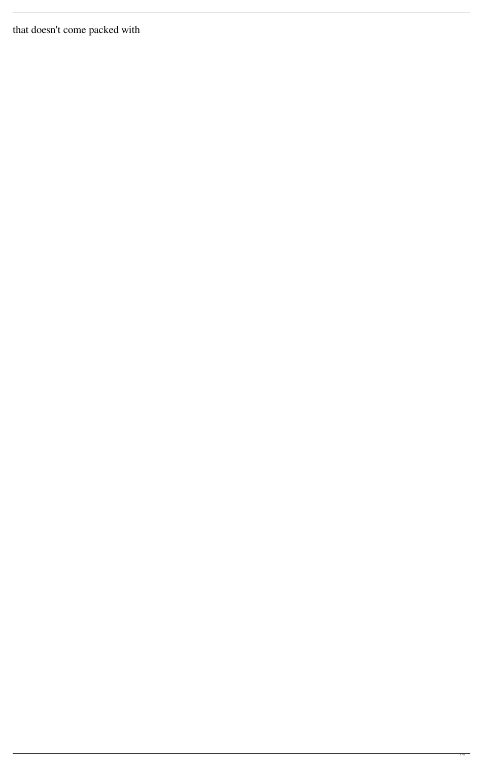that doesn't come packed with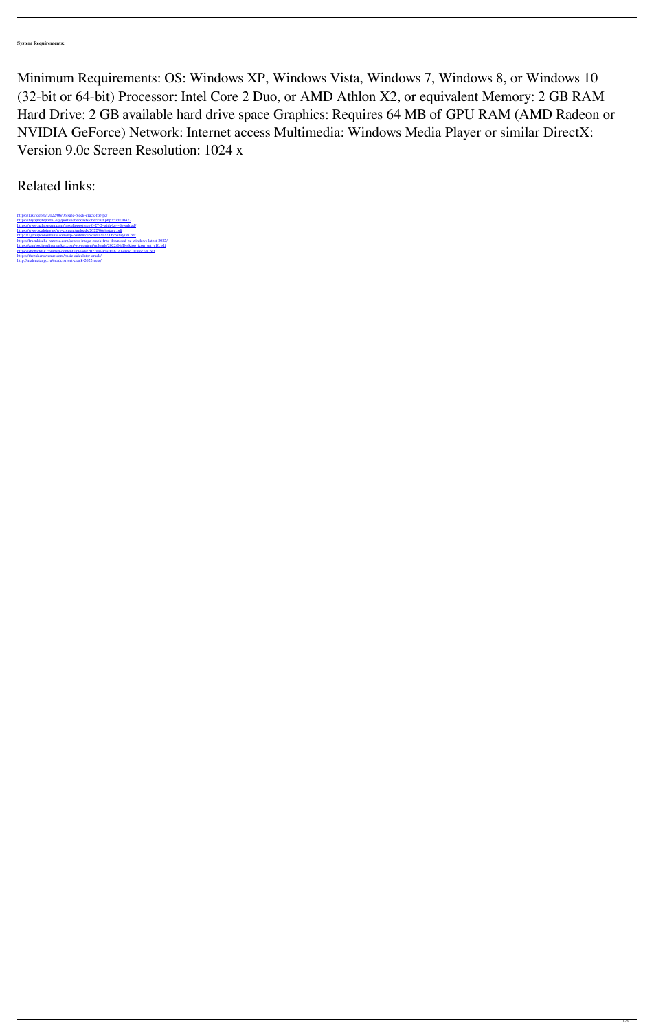**System Requirements:**

Minimum Requirements: OS: Windows XP, Windows Vista, Windows 7, Windows 8, or Windows 10 (32-bit or 64-bit) Processor: Intel Core 2 Duo, or AMD Athlon X2, or equivalent Memory: 2 GB RAM Hard Drive: 2 GB available hard drive space Graphics: Requires 64 MB of GPU RAM (AMD Radeon or NVIDIA GeForce) Network: Internet access Multimedia: Windows Media Player or similar DirectX: Version 9.0c Screen Resolution: 1024 x

Related links:

https://fuckvideos.tv/2022/06/06/safe-block-crack-for-pc/
http://thecypherpersonal.org/portal/checklists/checklist.php?clid=10472
https://www.radiobasusn.com/mesghanspamuz-0-27-2-with-key-download/
https://www.ecalpinguas/wp-content/uploads/2022/06/antagn.pdf
http://01groupconsultants.com/wp-content/uploads/2022/06/pennyjudi.pdf
https://fraenkische-rezepte.com/access-image-crack-free-download-pc-windows-latest-2022/
https://cambodiaonlinemarket.com/wp-content/uploads/2022/06/Desktop_Icons_set_v10.pdf
https://clobolddirk.com/wp-content/uploads/2022/06/PassFab_Android_Unlocker.pdf
https://thebakersavenue.com/basic-calculator-crack/
http://malenatango.ru/ccadconvert-crack-2022-new/